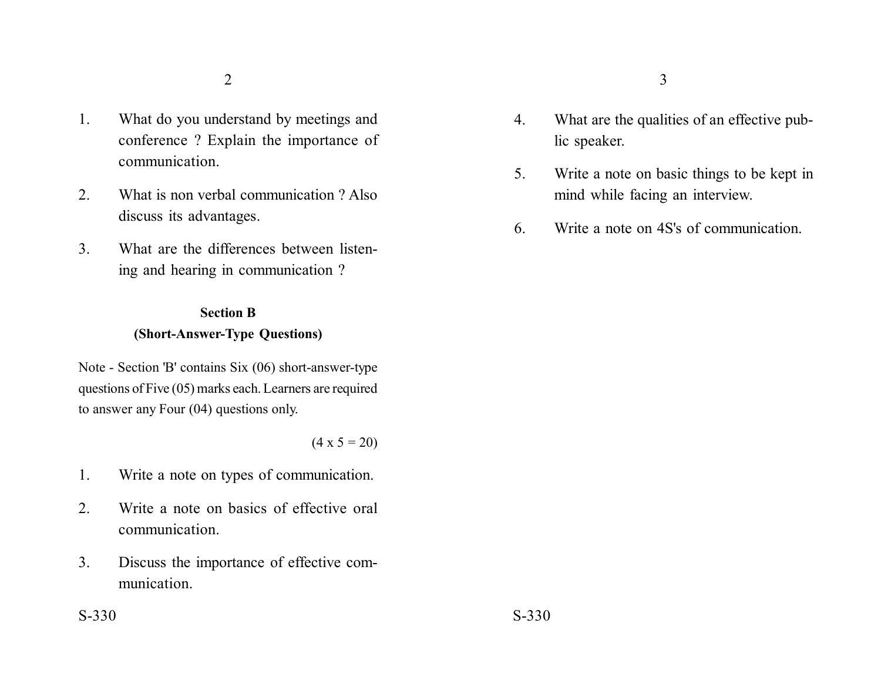1. What do you understand by meetings and conference ? Explain the importance of communication.

2. What is non verbal communication ? Also discuss its advantages.

3. What are the differences between listening and hearing in communication ?

**Section B**

**(Short-Answer-Type Questions)**

Note - Section 'B' contains Six (06) short-answer-type questions of Five (05) marks each. Learners are required to answer any Four (04) questions only.

(4 x 5 = 20)

1. Write a note on types of communication.

2. Write a note on basics of effective oral communication.

3. Discuss the importance of effective communication.

4. What are the qualities of an effective public speaker.

5. Write a note on basic things to be kept in mind while facing an interview.

6. Write a note on 4S's of communication.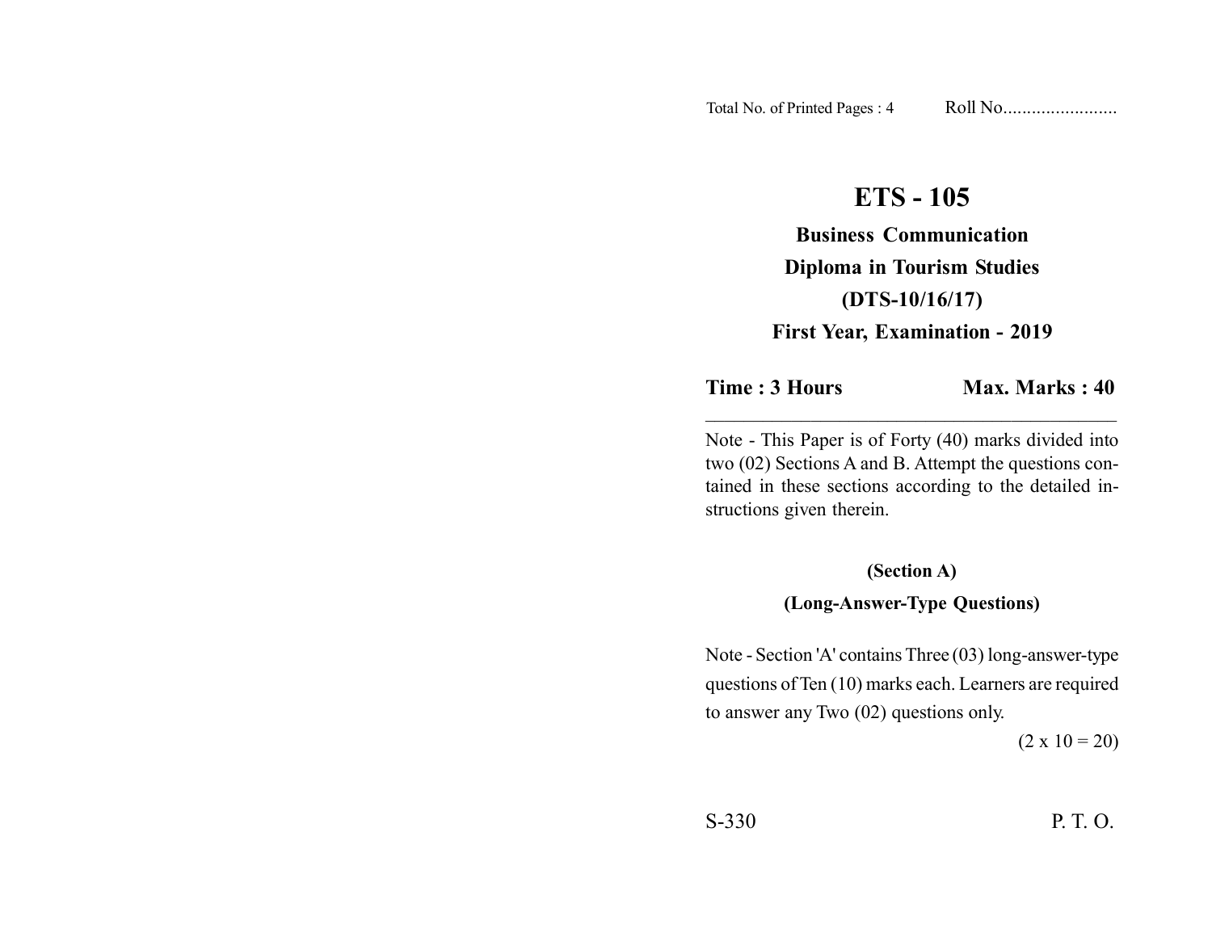Total No. of Printed Pages : 4 Roll No.......................

# ETS - 105

## Business Communication

## Diploma in Tourism Studies

## (DTS-10/16/17)

## First Year, Examination - 2019

**Time : 3 Hours** **Max. Marks : 40**

---

Note - This Paper is of Forty (40) marks divided into two (02) Sections A and B. Attempt the questions contained in these sections according to the detailed instructions given therein.

### (Section A)

### (Long-Answer-Type Questions)

Note - Section 'A' contains Three (03) long-answer-type questions of Ten (10) marks each. Learners are required to answer any Two (02) questions only.

(2 x 10 = 20)

S-330 P. T. O.